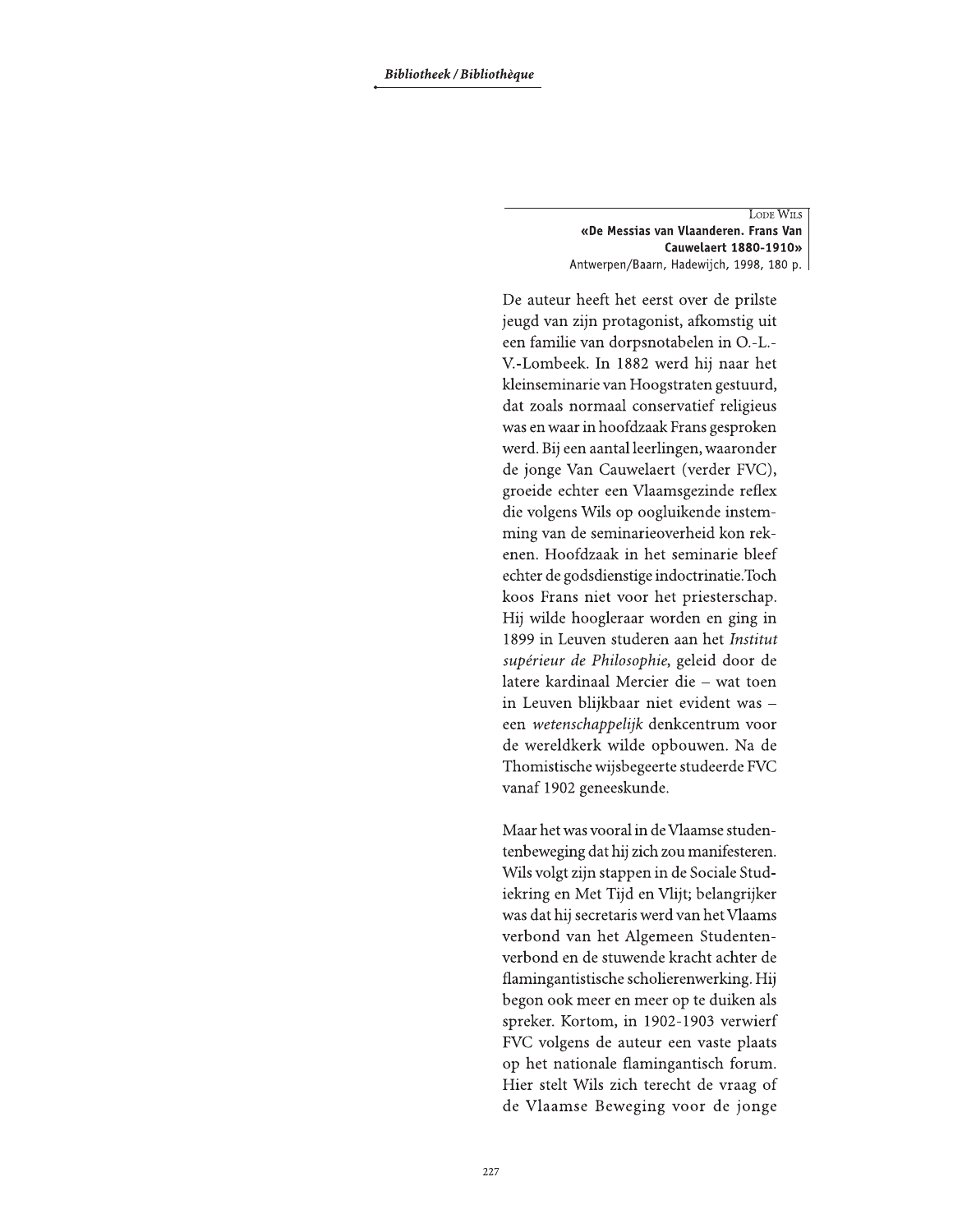LODE WILS
**«De Messias van Vlaanderen. Frans Van Cauwelaert 1880-1910»**
Antwerpen/Baarn, Hadewijch, 1998, 180 p.

De auteur heeft het eerst over de prilste jeugd van zijn protagonist, afkomstig uit een familie van dorpsnotabelen in O.-L.-V.-Lombeek. In 1882 werd hij naar het kleinseminarie van Hoogstraten gestuurd, dat zoals normaal conservatief religieus was en waar in hoofdzaak Frans gesproken werd. Bij een aantal leerlingen, waaronder de jonge Van Cauwelaert (verder FVC), groeide echter een Vlaamsgezinde reflex die volgens Wils op oogluikende instemming van de seminarieoverheid kon rekenen. Hoofdzaak in het seminarie bleef echter de godsdienstige indoctrinatie. Toch koos Frans niet voor het priesterschap. Hij wilde hoogleraar worden en ging in 1899 in Leuven studeren aan het *Institut supérieur de Philosophie*, geleid door de latere kardinaal Mercier die – wat toen in Leuven blijkbaar niet evident was – een *wetenschappelijk* denkcentrum voor de wereldkerk wilde opbouwen. Na de Thomistische wijsbegeerte studeerde FVC vanaf 1902 geneeskunde.

Maar het was vooral in de Vlaamse studentenbeweging dat hij zich zou manifesteren. Wils volgt zijn stappen in de Sociale Studiekring en Met Tijd en Vlijt; belangrijker was dat hij secretaris werd van het Vlaams verbond van het Algemeen Studentenverbond en de stuwende kracht achter de flamingantistische scholierenwerking. Hij begon ook meer en meer op te duiken als spreker. Kortom, in 1902-1903 verwierf FVC volgens de auteur een vaste plaats op het nationale flamingantisch forum. Hier stelt Wils zich terecht de vraag of de Vlaamse Beweging voor de jonge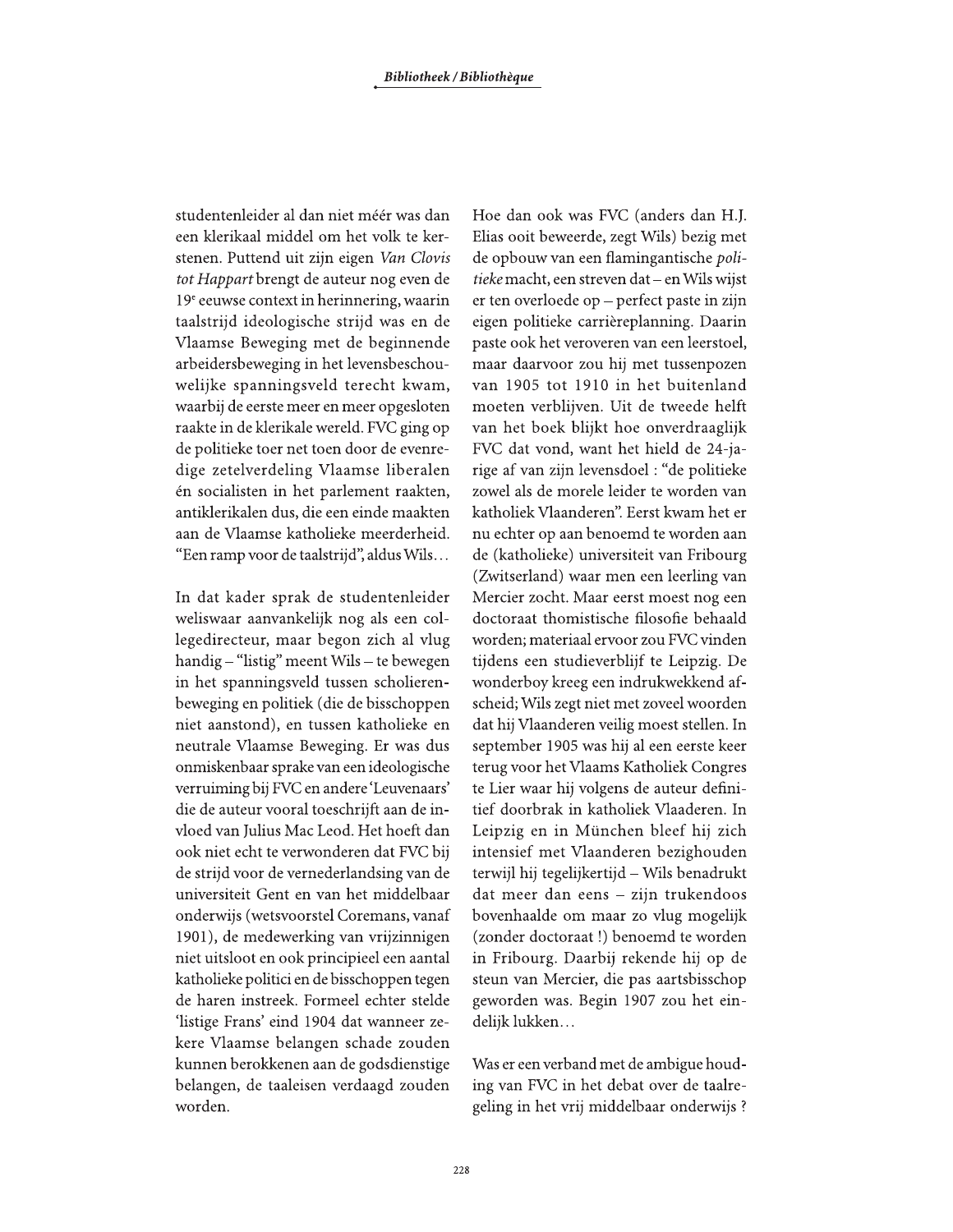studentenleider al dan niet méér was dan een klerikaal middel om het volk te kerstenen. Puttend uit zijn eigen *Van Clovis tot Happart* brengt de auteur nog even de 19e eeuwse context in herinnering, waarin taalstrijd ideologische strijd was en de Vlaamse Beweging met de beginnende arbeidersbeweging in het levensbeschouwelijke spanningsveld terecht kwam, waarbij de eerste meer en meer opgesloten raakte in de klerikale wereld. FVC ging op de politieke toer net toen door de evenredige zetelverdeling Vlaamse liberalen én socialisten in het parlement raakten, antiklerikalen dus, die een einde maakten aan de Vlaamse katholieke meerderheid. "Een ramp voor de taalstrijd", aldus Wils…

In dat kader sprak de studentenleider weliswaar aanvankelijk nog als een collegedirecteur, maar begon zich al vlug handig – "listig" meent Wils – te bewegen in het spanningsveld tussen scholierenbeweging en politiek (die de bisschoppen niet aanstond), en tussen katholieke en neutrale Vlaamse Beweging. Er was dus onmiskenbaar sprake van een ideologische verruiming bij FVC en andere 'Leuvenaars' die de auteur vooral toeschrijft aan de invloed van Julius Mac Leod. Het hoeft dan ook niet echt te verwonderen dat FVC bij de strijd voor de vernederlandsing van de universiteit Gent en van het middelbaar onderwijs (wetsvoorstel Coremans, vanaf 1901), de medewerking van vrijzinnigen niet uitsloot en ook principieel een aantal katholieke politici en de bisschoppen tegen de haren instreek. Formeel echter stelde 'listige Frans' eind 1904 dat wanneer zekere Vlaamse belangen schade zouden kunnen berokkenen aan de godsdienstige belangen, de taaleisen verdaagd zouden worden.

Hoe dan ook was FVC (anders dan H.J. Elias ooit beweerde, zegt Wils) bezig met de opbouw van een flamingantische *politieke* macht, een streven dat – en Wils wijst er ten overloede op – perfect paste in zijn eigen politieke carrièreplanning. Daarin paste ook het veroveren van een leerstoel, maar daarvoor zou hij met tussenpozen van 1905 tot 1910 in het buitenland moeten verblijven. Uit de tweede helft van het boek blijkt hoe onverdraaglijk FVC dat vond, want het hield de 24-jarige af van zijn levensdoel : "de politieke zowel als de morele leider te worden van katholiek Vlaanderen". Eerst kwam het er nu echter op aan benoemd te worden aan de (katholieke) universiteit van Fribourg (Zwitserland) waar men een leerling van Mercier zocht. Maar eerst moest nog een doctoraat thomistische filosofie behaald worden; materiaal ervoor zou FVC vinden tijdens een studieverblijf te Leipzig. De wonderboy kreeg een indrukwekkend afscheid; Wils zegt niet met zoveel woorden dat hij Vlaanderen veilig moest stellen. In september 1905 was hij al een eerste keer terug voor het Vlaams Katholiek Congres te Lier waar hij volgens de auteur definitief doorbrak in katholiek Vlaaderen. In Leipzig en in München bleef hij zich intensief met Vlaanderen bezighouden terwijl hij tegelijkertijd – Wils benadrukt dat meer dan eens – zijn trukendoos bovenhaalde om maar zo vlug mogelijk (zonder doctoraat !) benoemd te worden in Fribourg. Daarbij rekende hij op de steun van Mercier, die pas aartsbisschop geworden was. Begin 1907 zou het eindelijk lukken…

Was er een verband met de ambigue houding van FVC in het debat over de taalregeling in het vrij middelbaar onderwijs ?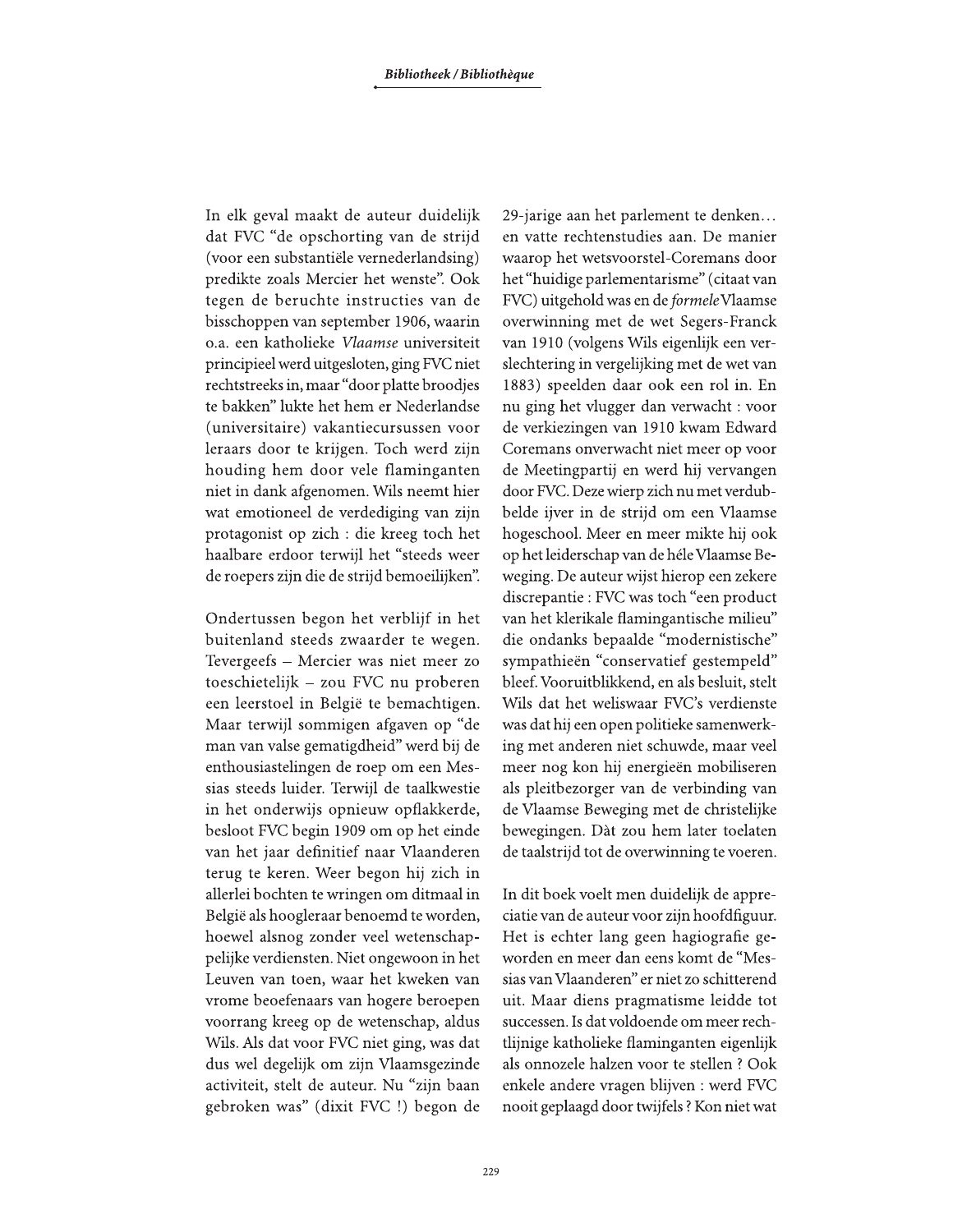In elk geval maakt de auteur duidelijk dat FVC "de opschorting van de strijd (voor een substantiële vernederlandsing) predikte zoals Mercier het wenste". Ook tegen de beruchte instructies van de bisschoppen van september 1906, waarin o.a. een katholieke *Vlaamse* universiteit principieel werd uitgesloten, ging FVC niet rechtstreeks in, maar "door platte broodjes te bakken" lukte het hem er Nederlandse (universitaire) vakantiecursussen voor leraars door te krijgen. Toch werd zijn houding hem door vele flaminganten niet in dank afgenomen. Wils neemt hier wat emotioneel de verdediging van zijn protagonist op zich : die kreeg toch het haalbare erdoor terwijl het "steeds weer de roepers zijn die de strijd bemoeilijken".

Ondertussen begon het verblijf in het buitenland steeds zwaarder te wegen. Tevergeefs – Mercier was niet meer zo toeschietelijk – zou FVC nu proberen een leerstoel in België te bemachtigen. Maar terwijl sommigen afgaven op "de man van valse gematigdheid" werd bij de enthousiastelingen de roep om een Messias steeds luider. Terwijl de taalkwestie in het onderwijs opnieuw opflakkerde, besloot FVC begin 1909 om op het einde van het jaar definitief naar Vlaanderen terug te keren. Weer begon hij zich in allerlei bochten te wringen om ditmaal in België als hoogleraar benoemd te worden, hoewel alsnog zonder veel wetenschappelijke verdiensten. Niet ongewoon in het Leuven van toen, waar het kweken van vrome beoefenaars van hogere beroepen voorrang kreeg op de wetenschap, aldus Wils. Als dat voor FVC niet ging, was dat dus wel degelijk om zijn Vlaamsgezinde activiteit, stelt de auteur. Nu "zijn baan gebroken was" (dixit FVC !) begon de 29-jarige aan het parlement te denken… en vatte rechtenstudies aan. De manier waarop het wetsvoorstel-Coremans door het "huidige parlementarisme" (citaat van FVC) uitgehold was en de *formele* Vlaamse overwinning met de wet Segers-Franck van 1910 (volgens Wils eigenlijk een verslechtering in vergelijking met de wet van 1883) speelden daar ook een rol in. En nu ging het vlugger dan verwacht : voor de verkiezingen van 1910 kwam Edward Coremans onverwacht niet meer op voor de Meetingpartij en werd hij vervangen door FVC. Deze wierp zich nu met verdubbelde ijver in de strijd om een Vlaamse hogeschool. Meer en meer mikte hij ook op het leiderschap van de héle Vlaamse Beweging. De auteur wijst hierop een zekere discrepantie : FVC was toch "een product van het klerikale flamingantische milieu" die ondanks bepaalde "modernistische" sympathieën "conservatief gestempeld" bleef. Vooruitblikkend, en als besluit, stelt Wils dat het weliswaar FVC's verdienste was dat hij een open politieke samenwerking met anderen niet schuwde, maar veel meer nog kon hij energieën mobiliseren als pleitbezorger van de verbinding van de Vlaamse Beweging met de christelijke bewegingen. Dàt zou hem later toelaten de taalstrijd tot de overwinning te voeren.

In dit boek voelt men duidelijk de appreciatie van de auteur voor zijn hoofdfiguur. Het is echter lang geen hagiografie geworden en meer dan eens komt de "Messias van Vlaanderen" er niet zo schitterend uit. Maar diens pragmatisme leidde tot successen. Is dat voldoende om meer rechtlijnige katholieke flaminganten eigenlijk als onnozele halzen voor te stellen ? Ook enkele andere vragen blijven : werd FVC nooit geplaagd door twijfels ? Kon niet wat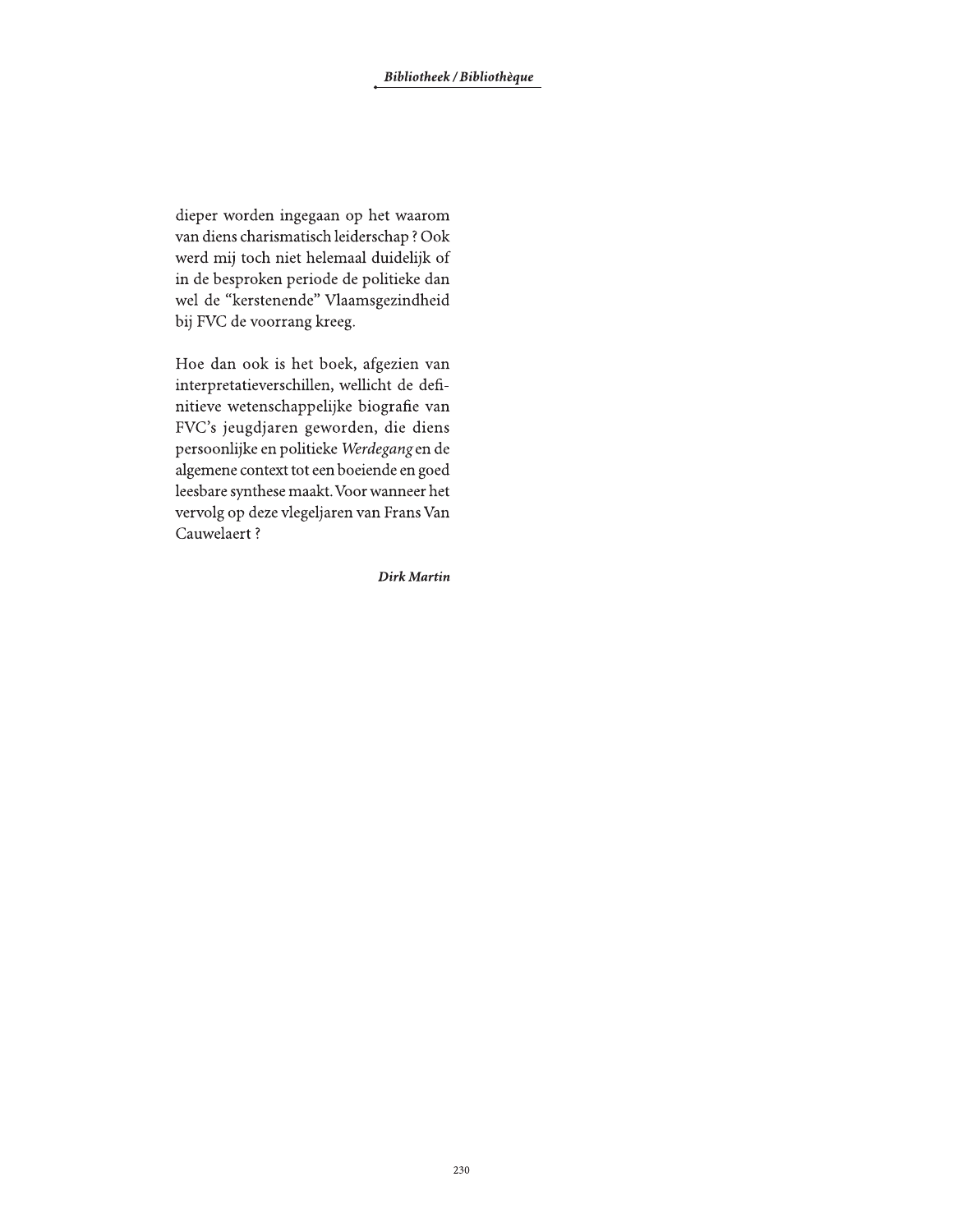dieper worden ingegaan op het waarom van diens charismatisch leiderschap ? Ook werd mij toch niet helemaal duidelijk of in de besproken periode de politieke dan wel de "kerstenende" Vlaamsgezindheid bij FVC de voorrang kreeg.

Hoe dan ook is het boek, afgezien van interpretatieverschillen, wellicht de definitieve wetenschappelijke biografie van FVC's jeugdjaren geworden, die diens persoonlijke en politieke *Werdegang* en de algemene context tot een boeiende en goed leesbare synthese maakt. Voor wanneer het vervolg op deze vlegeljaren van Frans Van Cauwelaert ?

***Dirk Martin***